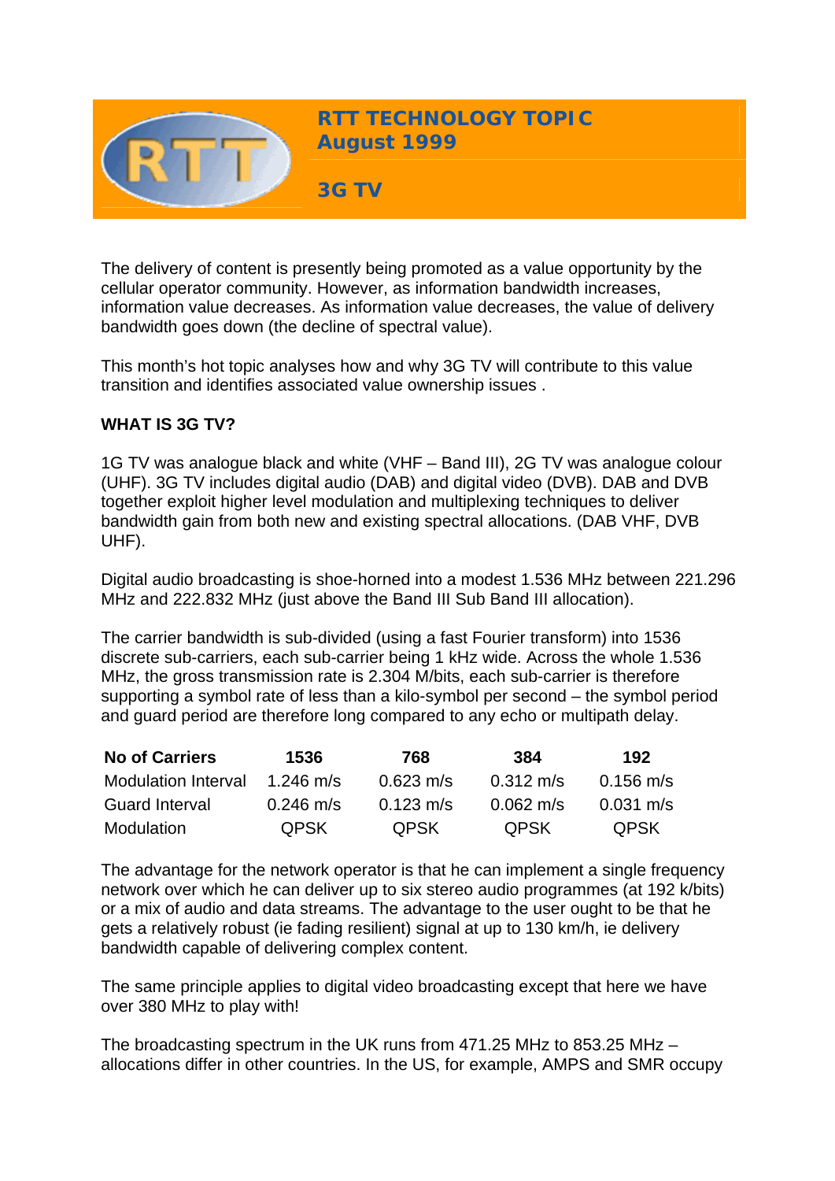# RTT TECHNOLOGY TOPIC
## August 1999

## 3G TV

The delivery of content is presently being promoted as a value opportunity by the cellular operator community. However, as information bandwidth increases, information value decreases. As information value decreases, the value of delivery bandwidth goes down (the decline of spectral value).

This month's hot topic analyses how and why 3G TV will contribute to this value transition and identifies associated value ownership issues .

**WHAT IS 3G TV?**

1G TV was analogue black and white (VHF – Band III), 2G TV was analogue colour (UHF). 3G TV includes digital audio (DAB) and digital video (DVB). DAB and DVB together exploit higher level modulation and multiplexing techniques to deliver bandwidth gain from both new and existing spectral allocations. (DAB VHF, DVB UHF).

Digital audio broadcasting is shoe-horned into a modest 1.536 MHz between 221.296 MHz and 222.832 MHz (just above the Band III Sub Band III allocation).

The carrier bandwidth is sub-divided (using a fast Fourier transform) into 1536 discrete sub-carriers, each sub-carrier being 1 kHz wide. Across the whole 1.536 MHz, the gross transmission rate is 2.304 M/bits, each sub-carrier is therefore supporting a symbol rate of less than a kilo-symbol per second – the symbol period and guard period are therefore long compared to any echo or multipath delay.

| No of Carriers | 1536 | 768 | 384 | 192 |
|---|---|---|---|---|
| Modulation Interval | 1.246 m/s | 0.623 m/s | 0.312 m/s | 0.156 m/s |
| Guard Interval | 0.246 m/s | 0.123 m/s | 0.062 m/s | 0.031 m/s |
| Modulation | QPSK | QPSK | QPSK | QPSK |

The advantage for the network operator is that he can implement a single frequency network over which he can deliver up to six stereo audio programmes (at 192 k/bits) or a mix of audio and data streams. The advantage to the user ought to be that he gets a relatively robust (ie fading resilient) signal at up to 130 km/h, ie delivery bandwidth capable of delivering complex content.

The same principle applies to digital video broadcasting except that here we have over 380 MHz to play with!

The broadcasting spectrum in the UK runs from 471.25 MHz to 853.25 MHz – allocations differ in other countries. In the US, for example, AMPS and SMR occupy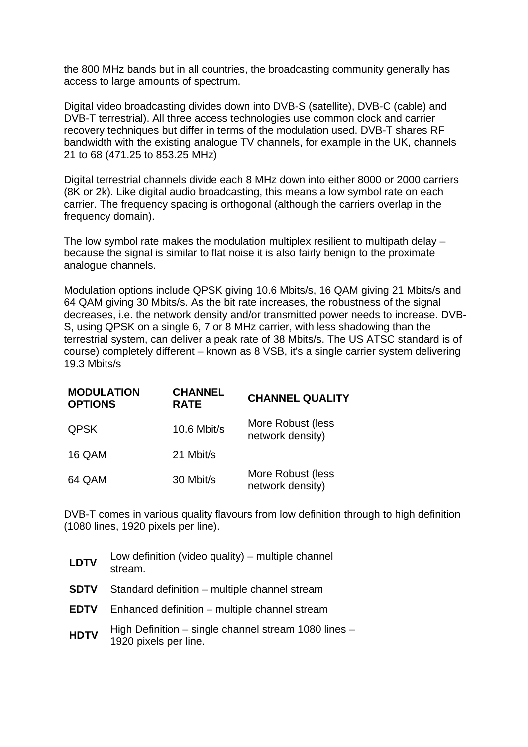the 800 MHz bands but in all countries, the broadcasting community generally has access to large amounts of spectrum.

Digital video broadcasting divides down into DVB-S (satellite), DVB-C (cable) and DVB-T terrestrial). All three access technologies use common clock and carrier recovery techniques but differ in terms of the modulation used. DVB-T shares RF bandwidth with the existing analogue TV channels, for example in the UK, channels 21 to 68 (471.25 to 853.25 MHz)

Digital terrestrial channels divide each 8 MHz down into either 8000 or 2000 carriers (8K or 2k). Like digital audio broadcasting, this means a low symbol rate on each carrier. The frequency spacing is orthogonal (although the carriers overlap in the frequency domain).

The low symbol rate makes the modulation multiplex resilient to multipath delay – because the signal is similar to flat noise it is also fairly benign to the proximate analogue channels.

Modulation options include QPSK giving 10.6 Mbits/s, 16 QAM giving 21 Mbits/s and 64 QAM giving 30 Mbits/s. As the bit rate increases, the robustness of the signal decreases, i.e. the network density and/or transmitted power needs to increase. DVB-S, using QPSK on a single 6, 7 or 8 MHz carrier, with less shadowing than the terrestrial system, can deliver a peak rate of 38 Mbits/s. The US ATSC standard is of course) completely different – known as 8 VSB, it's a single carrier system delivering 19.3 Mbits/s

| MODULATION OPTIONS | CHANNEL RATE | CHANNEL QUALITY |
|---|---|---|
| QPSK | 10.6 Mbit/s | More Robust (less network density) |
| 16 QAM | 21 Mbit/s | |
| 64 QAM | 30 Mbit/s | More Robust (less network density) |

DVB-T comes in various quality flavours from low definition through to high definition (1080 lines, 1920 pixels per line).

| | |
|---|---|
| **LDTV** | Low definition (video quality) – multiple channel stream. |
| **SDTV** | Standard definition – multiple channel stream |
| **EDTV** | Enhanced definition – multiple channel stream |
| **HDTV** | High Definition – single channel stream 1080 lines – 1920 pixels per line. |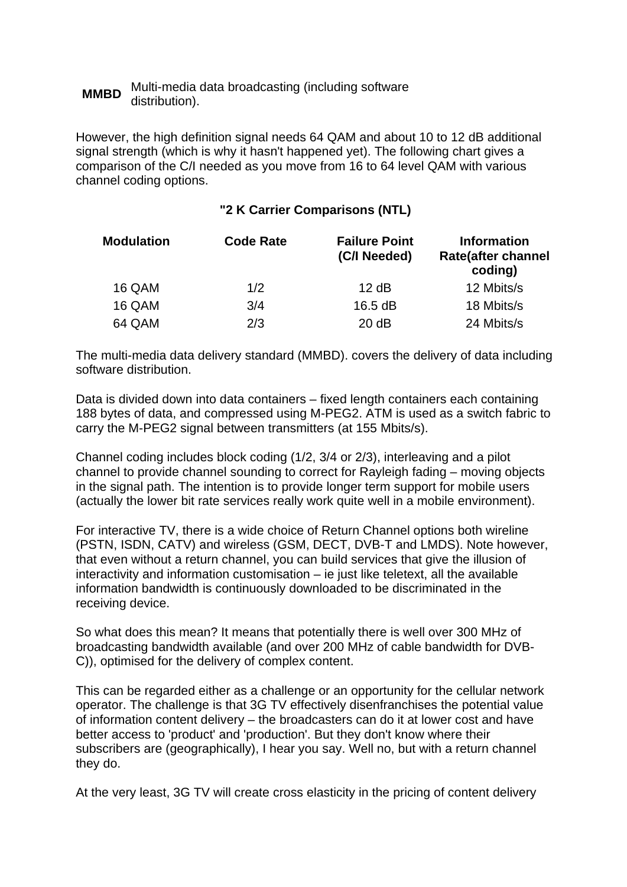| | |
|---|---|
| **MMBD** | Multi-media data broadcasting (including software distribution). |

However, the high definition signal needs 64 QAM and about 10 to 12 dB additional signal strength (which is why it hasn't happened yet). The following chart gives a comparison of the C/I needed as you move from 16 to 64 level QAM with various channel coding options.

**"2 K Carrier Comparisons (NTL)**

| Modulation | Code Rate | Failure Point (C/I Needed) | Information Rate(after channel coding) |
|---|---|---|---|
| 16 QAM | 1/2 | 12 dB | 12 Mbits/s |
| 16 QAM | 3/4 | 16.5 dB | 18 Mbits/s |
| 64 QAM | 2/3 | 20 dB | 24 Mbits/s |

The multi-media data delivery standard (MMBD). covers the delivery of data including software distribution.

Data is divided down into data containers – fixed length containers each containing 188 bytes of data, and compressed using M-PEG2. ATM is used as a switch fabric to carry the M-PEG2 signal between transmitters (at 155 Mbits/s).

Channel coding includes block coding (1/2, 3/4 or 2/3), interleaving and a pilot channel to provide channel sounding to correct for Rayleigh fading – moving objects in the signal path. The intention is to provide longer term support for mobile users (actually the lower bit rate services really work quite well in a mobile environment).

For interactive TV, there is a wide choice of Return Channel options both wireline (PSTN, ISDN, CATV) and wireless (GSM, DECT, DVB-T and LMDS). Note however, that even without a return channel, you can build services that give the illusion of interactivity and information customisation – ie just like teletext, all the available information bandwidth is continuously downloaded to be discriminated in the receiving device.

So what does this mean? It means that potentially there is well over 300 MHz of broadcasting bandwidth available (and over 200 MHz of cable bandwidth for DVB-C)), optimised for the delivery of complex content.

This can be regarded either as a challenge or an opportunity for the cellular network operator. The challenge is that 3G TV effectively disenfranchises the potential value of information content delivery – the broadcasters can do it at lower cost and have better access to 'product' and 'production'. But they don't know where their subscribers are (geographically), I hear you say. Well no, but with a return channel they do.

At the very least, 3G TV will create cross elasticity in the pricing of content delivery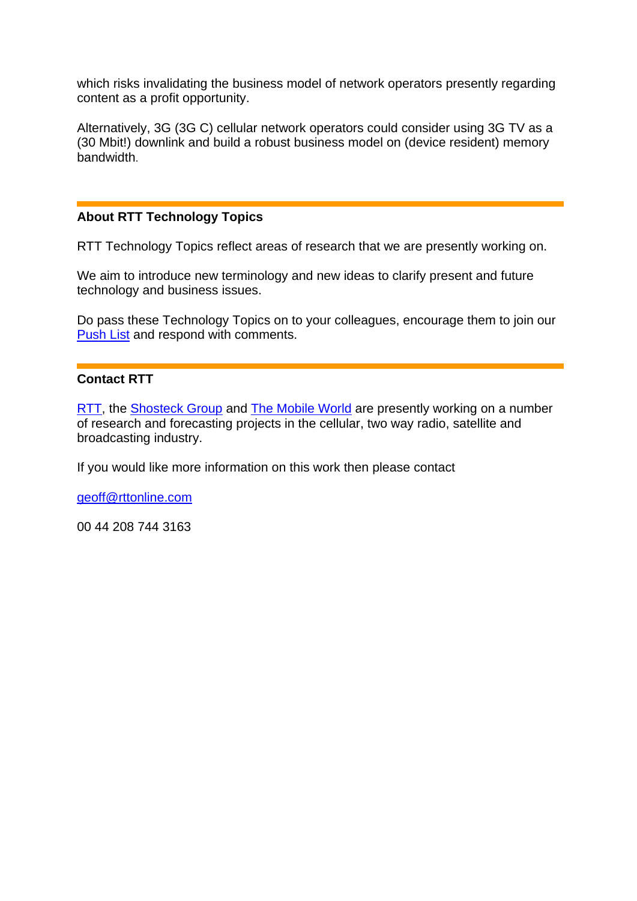which risks invalidating the business model of network operators presently regarding content as a profit opportunity.

Alternatively, 3G (3G C) cellular network operators could consider using 3G TV as a (30 Mbit!) downlink and build a robust business model on (device resident) memory bandwidth.

---

**About RTT Technology Topics**

RTT Technology Topics reflect areas of research that we are presently working on.

We aim to introduce new terminology and new ideas to clarify present and future technology and business issues.

Do pass these Technology Topics on to your colleagues, encourage them to join our Push List and respond with comments.

---

**Contact RTT**

RTT, the Shosteck Group and The Mobile World are presently working on a number of research and forecasting projects in the cellular, two way radio, satellite and broadcasting industry.

If you would like more information on this work then please contact

geoff@rttonline.com

00 44 208 744 3163